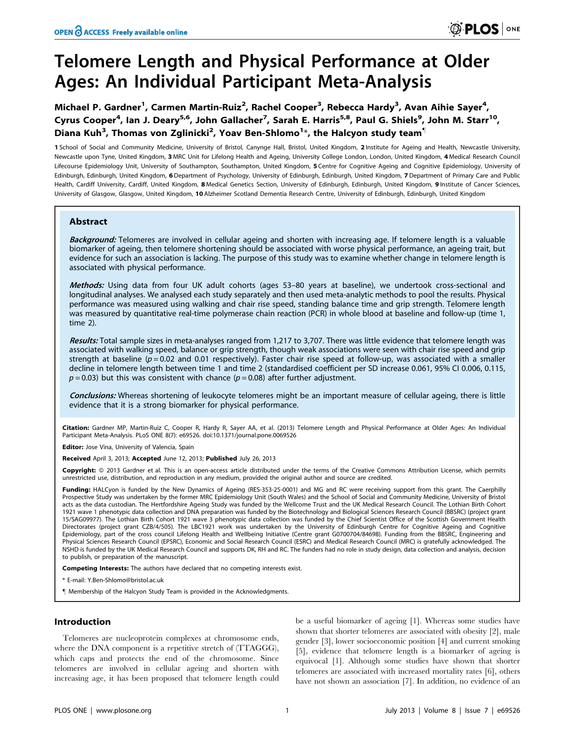# Telomere Length and Physical Performance at Older Ages: An Individual Participant Meta-Analysis

Michael P. Gardner[1], Carmen Martin-Ruiz[2], Rachel Cooper[3], Rebecca Hardy[3], Avan Aihie Sayer[4], Cyrus Cooper[4], Ian J. Deary[5,6], John Gallacher[7], Sarah E. Harris[5,8], Paul G. Shiels[9], John M. Starr[10], Diana Kuh[3], Thomas von Zglinicki[2], Yoav Ben-Shlomo[1]*, the Halcyon study team[¶]

1 School of Social and Community Medicine, University of Bristol, Canynge Hall, Bristol, United Kingdom, 2 Institute for Ageing and Health, Newcastle University, Newcastle upon Tyne, United Kingdom, 3 MRC Unit for Lifelong Health and Ageing, University College London, London, United Kingdom, 4 Medical Research Council Lifecourse Epidemiology Unit, University of Southampton, Southampton, United Kingdom, 5 Centre for Cognitive Ageing and Cognitive Epidemiology, University of Edinburgh, Edinburgh, United Kingdom, 6 Department of Psychology, University of Edinburgh, Edinburgh, United Kingdom, 7 Department of Primary Care and Public Health, Cardiff University, Cardiff, United Kingdom, 8 Medical Genetics Section, University of Edinburgh, Edinburgh, United Kingdom, 9 Institute of Cancer Sciences, University of Glasgow, Glasgow, United Kingdom, 10 Alzheimer Scotland Dementia Research Centre, University of Edinburgh, Edinburgh, United Kingdom

## Abstract

***Background:*** Telomeres are involved in cellular ageing and shorten with increasing age. If telomere length is a valuable biomarker of ageing, then telomere shortening should be associated with worse physical performance, an ageing trait, but evidence for such an association is lacking. The purpose of this study was to examine whether change in telomere length is associated with physical performance.

***Methods:*** Using data from four UK adult cohorts (ages 53–80 years at baseline), we undertook cross-sectional and longitudinal analyses. We analysed each study separately and then used meta-analytic methods to pool the results. Physical performance was measured using walking and chair rise speed, standing balance time and grip strength. Telomere length was measured by quantitative real-time polymerase chain reaction (PCR) in whole blood at baseline and follow-up (time 1, time 2).

***Results:*** Total sample sizes in meta-analyses ranged from 1,217 to 3,707. There was little evidence that telomere length was associated with walking speed, balance or grip strength, though weak associations were seen with chair rise speed and grip strength at baseline ($p = 0.02$ and 0.01 respectively). Faster chair rise speed at follow-up, was associated with a smaller decline in telomere length between time 1 and time 2 (standardised coefficient per SD increase 0.061, 95% CI 0.006, 0.115, $p = 0.03$) but this was consistent with chance ($p = 0.08$) after further adjustment.

***Conclusions:*** Whereas shortening of leukocyte telomeres might be an important measure of cellular ageing, there is little evidence that it is a strong biomarker for physical performance.

**Citation:** Gardner MP, Martin-Ruiz C, Cooper R, Hardy R, Sayer AA, et al. (2013) Telomere Length and Physical Performance at Older Ages: An Individual Participant Meta-Analysis. PLoS ONE 8(7): e69526. doi:10.1371/journal.pone.0069526

**Editor:** Jose Vina, University of Valencia, Spain

**Received** April 3, 2013; **Accepted** June 12, 2013; **Published** July 26, 2013

**Copyright:** © 2013 Gardner et al. This is an open-access article distributed under the terms of the Creative Commons Attribution License, which permits unrestricted use, distribution, and reproduction in any medium, provided the original author and source are credited.

**Funding:** HALCyon is funded by the New Dynamics of Ageing (RES-353-25-0001) and MG and RC were receiving support from this grant. The Caerphilly Prospective Study was undertaken by the former MRC Epidemiology Unit (South Wales) and the School of Social and Community Medicine, University of Bristol acts as the data custodian. The Hertfordshire Ageing Study was funded by the Wellcome Trust and the UK Medical Research Council. The Lothian Birth Cohort 1921 wave 1 phenotypic data collection and DNA preparation was funded by the Biotechnology and Biological Sciences Research Council (BBSRC) (project grant 15/SAG09977). The Lothian Birth Cohort 1921 wave 3 phenotypic data collection was funded by the Chief Scientist Office of the Scottish Government Health Directorates (project grant CZB/4/505). The LBC1921 work was undertaken by the University of Edinburgh Centre for Cognitive Ageing and Cognitive Epidemiology, part of the cross council Lifelong Health and Wellbeing Initiative (Centre grant G0700704/84698). Funding from the BBSRC, Engineering and Physical Sciences Research Council (EPSRC), Economic and Social Research Council (ESRC) and Medical Research Council (MRC) is gratefully acknowledged. The NSHD is funded by the UK Medical Research Council and supports DK, RH and RC. The funders had no role in study design, data collection and analysis, decision to publish, or preparation of the manuscript.

**Competing Interests:** The authors have declared that no competing interests exist.

\* E-mail: Y.Ben-Shlomo@bristol.ac.uk

¶ Membership of the Halcyon Study Team is provided in the Acknowledgments.

## Introduction

Telomeres are nucleoprotein complexes at chromosome ends, where the DNA component is a repetitive stretch of (TTAGGG), which caps and protects the end of the chromosome. Since telomeres are involved in cellular ageing and shorten with increasing age, it has been proposed that telomere length could be a useful biomarker of ageing [1]. Whereas some studies have shown that shorter telomeres are associated with obesity [2], male gender [3], lower socioeconomic position [4] and current smoking [5], evidence that telomere length is a biomarker of ageing is equivocal [1]. Although some studies have shown that shorter telomeres are associated with increased mortality rates [6], others have not shown an association [7]. In addition, no evidence of an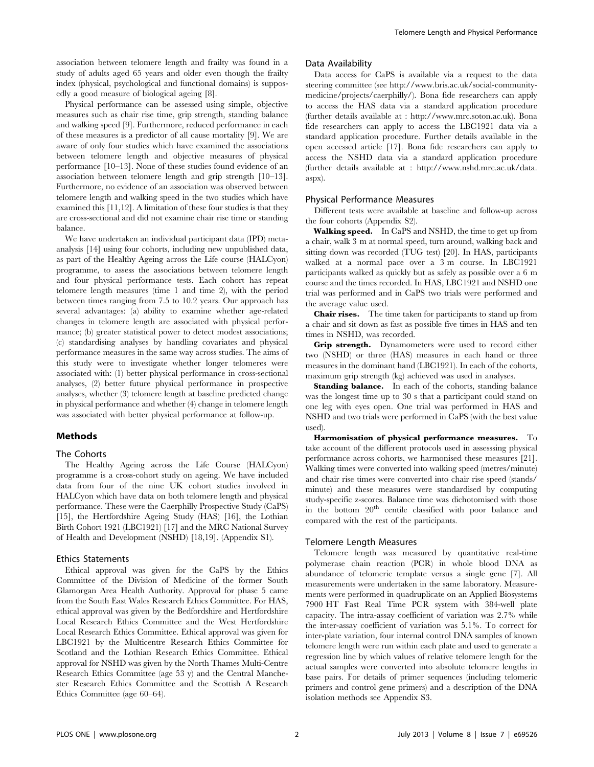association between telomere length and frailty was found in a study of adults aged 65 years and older even though the frailty index (physical, psychological and functional domains) is supposedly a good measure of biological ageing [8].

Physical performance can be assessed using simple, objective measures such as chair rise time, grip strength, standing balance and walking speed [9]. Furthermore, reduced performance in each of these measures is a predictor of all cause mortality [9]. We are aware of only four studies which have examined the associations between telomere length and objective measures of physical performance [10–13]. None of these studies found evidence of an association between telomere length and grip strength [10–13]. Furthermore, no evidence of an association was observed between telomere length and walking speed in the two studies which have examined this [11,12]. A limitation of these four studies is that they are cross-sectional and did not examine chair rise time or standing balance.

We have undertaken an individual participant data (IPD) meta-analysis [14] using four cohorts, including new unpublished data, as part of the Healthy Ageing across the Life course (HALCyon) programme, to assess the associations between telomere length and four physical performance tests. Each cohort has repeat telomere length measures (time 1 and time 2), with the period between times ranging from 7.5 to 10.2 years. Our approach has several advantages: (a) ability to examine whether age-related changes in telomere length are associated with physical performance; (b) greater statistical power to detect modest associations; (c) standardising analyses by handling covariates and physical performance measures in the same way across studies. The aims of this study were to investigate whether longer telomeres were associated with: (1) better physical performance in cross-sectional analyses, (2) better future physical performance in prospective analyses, whether (3) telomere length at baseline predicted change in physical performance and whether (4) change in telomere length was associated with better physical performance at follow-up.

## Methods

### The Cohorts

The Healthy Ageing across the Life Course (HALCyon) programme is a cross-cohort study on ageing. We have included data from four of the nine UK cohort studies involved in HALCyon which have data on both telomere length and physical performance. These were the Caerphilly Prospective Study (CaPS) [15], the Hertfordshire Ageing Study (HAS) [16], the Lothian Birth Cohort 1921 (LBC1921) [17] and the MRC National Survey of Health and Development (NSHD) [18,19]. (Appendix S1).

### Ethics Statements

Ethical approval was given for the CaPS by the Ethics Committee of the Division of Medicine of the former South Glamorgan Area Health Authority. Approval for phase 5 came from the South East Wales Research Ethics Committee. For HAS, ethical approval was given by the Bedfordshire and Hertfordshire Local Research Ethics Committee and the West Hertfordshire Local Research Ethics Committee. Ethical approval was given for LBC1921 by the Multicentre Research Ethics Committee for Scotland and the Lothian Research Ethics Committee. Ethical approval for NSHD was given by the North Thames Multi-Centre Research Ethics Committee (age 53 y) and the Central Manchester Research Ethics Committee and the Scottish A Research Ethics Committee (age 60–64).

### Data Availability

Data access for CaPS is available via a request to the data steering committee (see http://www.bris.ac.uk/social-community-medicine/projects/caerphilly/). Bona fide researchers can apply to access the HAS data via a standard application procedure (further details available at : http://www.mrc.soton.ac.uk). Bona fide researchers can apply to access the LBC1921 data via a standard application procedure. Further details available in the open accessed article [17]. Bona fide researchers can apply to access the NSHD data via a standard application procedure (further details available at : http://www.nshd.mrc.ac.uk/data.aspx).

### Physical Performance Measures

Different tests were available at baseline and follow-up across the four cohorts (Appendix S2).

**Walking speed.** In CaPS and NSHD, the time to get up from a chair, walk 3 m at normal speed, turn around, walking back and sitting down was recorded (TUG test) [20]. In HAS, participants walked at a normal pace over a 3 m course. In LBC1921 participants walked as quickly but as safely as possible over a 6 m course and the times recorded. In HAS, LBC1921 and NSHD one trial was performed and in CaPS two trials were performed and the average value used.

**Chair rises.** The time taken for participants to stand up from a chair and sit down as fast as possible five times in HAS and ten times in NSHD, was recorded.

**Grip strength.** Dynamometers were used to record either two (NSHD) or three (HAS) measures in each hand or three measures in the dominant hand (LBC1921). In each of the cohorts, maximum grip strength (kg) achieved was used in analyses.

**Standing balance.** In each of the cohorts, standing balance was the longest time up to 30 s that a participant could stand on one leg with eyes open. One trial was performed in HAS and NSHD and two trials were performed in CaPS (with the best value used).

**Harmonisation of physical performance measures.** To take account of the different protocols used in assesssing physical performance across cohorts, we harmonised these measures [21]. Walking times were converted into walking speed (metres/minute) and chair rise times were converted into chair rise speed (stands/minute) and these measures were standardised by computing study-specific z-scores. Balance time was dichotomised with those in the bottom 20th centile classified with poor balance and compared with the rest of the participants.

### Telomere Length Measures

Telomere length was measured by quantitative real-time polymerase chain reaction (PCR) in whole blood DNA as abundance of telomeric template versus a single gene [7]. All measurements were undertaken in the same laboratory. Measurements were performed in quadruplicate on an Applied Biosystems 7900 HT Fast Real Time PCR system with 384-well plate capacity. The intra-assay coefficient of variation was 2.7% while the inter-assay coefficient of variation was 5.1%. To correct for inter-plate variation, four internal control DNA samples of known telomere length were run within each plate and used to generate a regression line by which values of relative telomere length for the actual samples were converted into absolute telomere lengths in base pairs. For details of primer sequences (including telomeric primers and control gene primers) and a description of the DNA isolation methods see Appendix S3.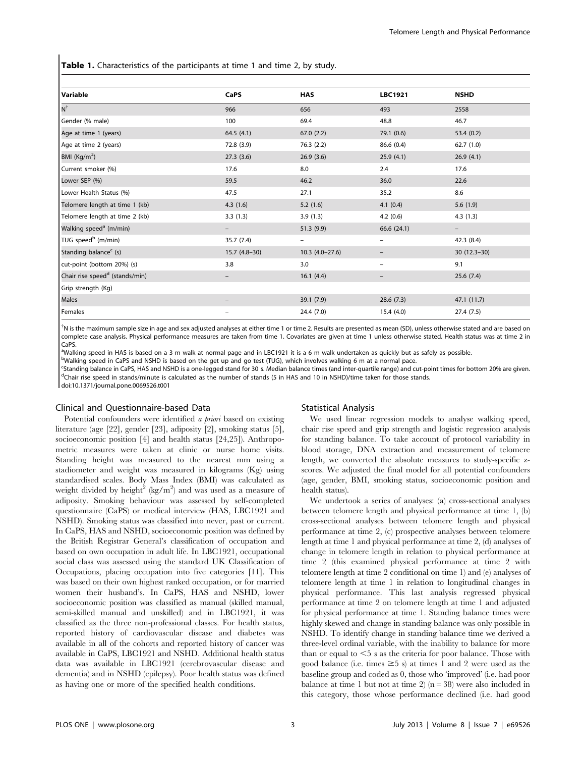**Table 1.** Characteristics of the participants at time 1 and time 2, by study.

| Variable | CaPS | HAS | LBC1921 | NSHD |
|---|---|---|---|---|
| N[†] | 966 | 656 | 493 | 2558 |
| Gender (% male) | 100 | 69.4 | 48.8 | 46.7 |
| Age at time 1 (years) | 64.5 (4.1) | 67.0 (2.2) | 79.1 (0.6) | 53.4 (0.2) |
| Age at time 2 (years) | 72.8 (3.9) | 76.3 (2.2) | 86.6 (0.4) | 62.7 (1.0) |
| BMI (Kg/m$^2$) | 27.3 (3.6) | 26.9 (3.6) | 25.9 (4.1) | 26.9 (4.1) |
| Current smoker (%) | 17.6 | 8.0 | 2.4 | 17.6 |
| Lower SEP (%) | 59.5 | 46.2 | 36.0 | 22.6 |
| Lower Health Status (%) | 47.5 | 27.1 | 35.2 | 8.6 |
| Telomere length at time 1 (kb) | 4.3 (1.6) | 5.2 (1.6) | 4.1 (0.4) | 5.6 (1.9) |
| Telomere length at time 2 (kb) | 3.3 (1.3) | 3.9 (1.3) | 4.2 (0.6) | 4.3 (1.3) |
| Walking speed[a] (m/min) | – | 51.3 (9.9) | 66.6 (24.1) | – |
| TUG speed[b] (m/min) | 35.7 (7.4) | – | – | 42.3 (8.4) |
| Standing balance[c] (s) | 15.7 (4.8–30) | 10.3 (4.0–27.6) | – | 30 (12.3–30) |
| cut-point (bottom 20%) (s) | 3.8 | 3.0 | – | 9.1 |
| Chair rise speed[d] (stands/min) | – | 16.1 (4.4) | – | 25.6 (7.4) |
| Grip strength (Kg) | | | | |
| Males | – | 39.1 (7.9) | 28.6 (7.3) | 47.1 (11.7) |
| Females | – | 24.4 (7.0) | 15.4 (4.0) | 27.4 (7.5) |

[†]N is the maximum sample size in age and sex adjusted analyses at either time 1 or time 2. Results are presented as mean (SD), unless otherwise stated and are based on complete case analysis. Physical performance measures are taken from time 1. Covariates are given at time 1 unless otherwise stated. Health status was at time 2 in CaPS.

[a]Walking speed in HAS is based on a 3 m walk at normal page and in LBC1921 it is a 6 m walk undertaken as quickly but as safely as possible.

[b]Walking speed in CaPS and NSHD is based on the get up and go test (TUG), which involves walking 6 m at a normal pace.

[c]Standing balance in CaPS, HAS and NSHD is a one-legged stand for 30 s. Median balance times (and inter-quartile range) and cut-point times for bottom 20% are given.

[d]Chair rise speed in stands/minute is calculated as the number of stands (5 in HAS and 10 in NSHD)/time taken for those stands.

doi:10.1371/journal.pone.0069526.t001

### Clinical and Questionnaire-based Data

Potential confounders were identified *a priori* based on existing literature (age [22], gender [23], adiposity [2], smoking status [5], socioeconomic position [4] and health status [24,25]). Anthropometric measures were taken at clinic or nurse home visits. Standing height was measured to the nearest mm using a stadiometer and weight was measured in kilograms (Kg) using standardised scales. Body Mass Index (BMI) was calculated as weight divided by height$^2$ (kg/m$^2$) and was used as a measure of adiposity. Smoking behaviour was assessed by self-completed questionnaire (CaPS) or medical interview (HAS, LBC1921 and NSHD). Smoking status was classified into never, past or current. In CaPS, HAS and NSHD, socioeconomic position was defined by the British Registrar General's classification of occupation and based on own occupation in adult life. In LBC1921, occupational social class was assessed using the standard UK Classification of Occupations, placing occupation into five categories [11]. This was based on their own highest ranked occupation, or for married women their husband's. In CaPS, HAS and NSHD, lower socioeconomic position was classified as manual (skilled manual, semi-skilled manual and unskilled) and in LBC1921, it was classified as the three non-professional classes. For health status, reported history of cardiovascular disease and diabetes was available in all of the cohorts and reported history of cancer was available in CaPS, LBC1921 and NSHD. Additional health status data was available in LBC1921 (cerebrovascular disease and dementia) and in NSHD (epilepsy). Poor health status was defined as having one or more of the specified health conditions.

### Statistical Analysis

We used linear regression models to analyse walking speed, chair rise speed and grip strength and logistic regression analysis for standing balance. To take account of protocol variability in blood storage, DNA extraction and measurement of telomere length, we converted the absolute measures to study-specific z-scores. We adjusted the final model for all potential confounders (age, gender, BMI, smoking status, socioeconomic position and health status).

We undertook a series of analyses: (a) cross-sectional analyses between telomere length and physical performance at time 1, (b) cross-sectional analyses between telomere length and physical performance at time 2, (c) prospective analyses between telomere length at time 1 and physical performance at time 2, (d) analyses of change in telomere length in relation to physical performance at time 2 (this examined physical performance at time 2 with telomere length at time 2 conditional on time 1) and (e) analyses of telomere length at time 1 in relation to longitudinal changes in physical performance. This last analysis regressed physical performance at time 2 on telomere length at time 1 and adjusted for physical performance at time 1. Standing balance times were highly skewed and change in standing balance was only possible in NSHD. To identify change in standing balance time we derived a three-level ordinal variable, with the inability to balance for more than or equal to $<5$ s as the criteria for poor balance. Those with good balance (i.e. times $\geq 5$ s) at times 1 and 2 were used as the baseline group and coded as 0, those who 'improved' (i.e. had poor balance at time 1 but not at time 2) ($n = 38$) were also included in this category, those whose performance declined (i.e. had good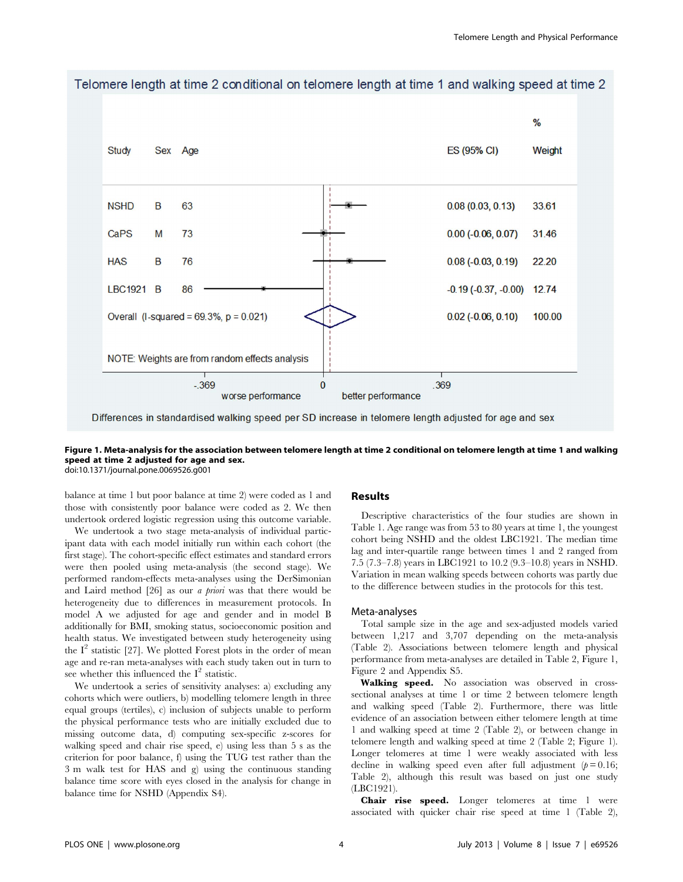Telomere length at time 2 conditional on telomere length at time 1 and walking speed at time 2

| Study | Sex | Age | ES (95% CI) | % Weight |
|---|---|---|---|---|
| NSHD | B | 63 | 0.08 (0.03, 0.13) | 33.61 |
| CaPS | M | 73 | 0.00 (-0.06, 0.07) | 31.46 |
| HAS | B | 76 | 0.08 (-0.03, 0.19) | 22.20 |
| LBC1921 | B | 86 | -0.19 (-0.37, -0.00) | 12.74 |
| Overall (I-squared = 69.3%, p = 0.021) | | | 0.02 (-0.06, 0.10) | 100.00 |

NOTE: Weights are from random effects analysis

-.369 worse performance 0 better performance .369

Differences in standardised walking speed per SD increase in telomere length adjusted for age and sex

**Figure 1. Meta-analysis for the association between telomere length at time 2 conditional on telomere length at time 1 and walking speed at time 2 adjusted for age and sex.**
doi:10.1371/journal.pone.0069526.g001

balance at time 1 but poor balance at time 2) were coded as 1 and those with consistently poor balance were coded as 2. We then undertook ordered logistic regression using this outcome variable.

We undertook a two stage meta-analysis of individual participant data with each model initially run within each cohort (the first stage). The cohort-specific effect estimates and standard errors were then pooled using meta-analysis (the second stage). We performed random-effects meta-analyses using the DerSimonian and Laird method [26] as our *a priori* was that there would be heterogeneity due to differences in measurement protocols. In model A we adjusted for age and gender and in model B additionally for BMI, smoking status, socioeconomic position and health status. We investigated between study heterogeneity using the $I^2$ statistic [27]. We plotted Forest plots in the order of mean age and re-ran meta-analyses with each study taken out in turn to see whether this influenced the $I^2$ statistic.

We undertook a series of sensitivity analyses: a) excluding any cohorts which were outliers, b) modelling telomere length in three equal groups (tertiles), c) inclusion of subjects unable to perform the physical performance tests who are initially excluded due to missing outcome data, d) computing sex-specific z-scores for walking speed and chair rise speed, e) using less than 5 s as the criterion for poor balance, f) using the TUG test rather than the 3 m walk test for HAS and g) using the continuous standing balance time score with eyes closed in the analysis for change in balance time for NSHD (Appendix S4).

## Results

Descriptive characteristics of the four studies are shown in Table 1. Age range was from 53 to 80 years at time 1, the youngest cohort being NSHD and the oldest LBC1921. The median time lag and inter-quartile range between times 1 and 2 ranged from 7.5 (7.3–7.8) years in LBC1921 to 10.2 (9.3–10.8) years in NSHD. Variation in mean walking speeds between cohorts was partly due to the difference between studies in the protocols for this test.

### Meta-analyses

Total sample size in the age and sex-adjusted models varied between 1,217 and 3,707 depending on the meta-analysis (Table 2). Associations between telomere length and physical performance from meta-analyses are detailed in Table 2, Figure 1, Figure 2 and Appendix S5.

**Walking speed.** No association was observed in cross-sectional analyses at time 1 or time 2 between telomere length and walking speed (Table 2). Furthermore, there was little evidence of an association between either telomere length at time 1 and walking speed at time 2 (Table 2), or between change in telomere length and walking speed at time 2 (Table 2; Figure 1). Longer telomeres at time 1 were weakly associated with less decline in walking speed even after full adjustment ($p = 0.16$; Table 2), although this result was based on just one study (LBC1921).

**Chair rise speed.** Longer telomeres at time 1 were associated with quicker chair rise speed at time 1 (Table 2),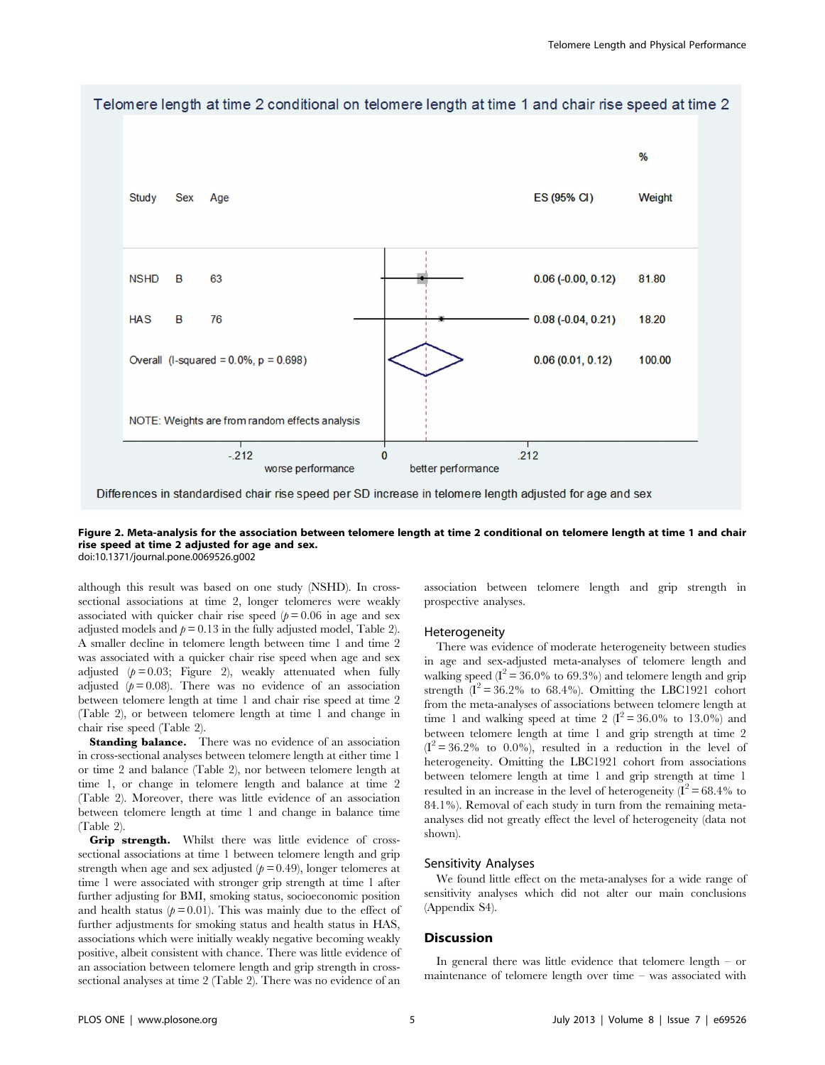Telomere length at time 2 conditional on telomere length at time 1 and chair rise speed at time 2

| Study | Sex | Age | ES (95% CI) | % Weight |
|---|---|---|---|---|
| NSHD | B | 63 | 0.06 (-0.00, 0.12) | 81.80 |
| HAS | B | 76 | 0.08 (-0.04, 0.21) | 18.20 |
| Overall (I-squared = 0.0%, p = 0.698) | | | 0.06 (0.01, 0.12) | 100.00 |

NOTE: Weights are from random effects analysis

-.212 | 0 | .212 — worse performance / better performance

Differences in standardised chair rise speed per SD increase in telomere length adjusted for age and sex

**Figure 2. Meta-analysis for the association between telomere length at time 2 conditional on telomere length at time 1 and chair rise speed at time 2 adjusted for age and sex.**
doi:10.1371/journal.pone.0069526.g002

although this result was based on one study (NSHD). In cross-sectional associations at time 2, longer telomeres were weakly associated with quicker chair rise speed ($p = 0.06$ in age and sex adjusted models and $p = 0.13$ in the fully adjusted model, Table 2). A smaller decline in telomere length between time 1 and time 2 was associated with a quicker chair rise speed when age and sex adjusted ($p = 0.03$; Figure 2), weakly attenuated when fully adjusted ($p = 0.08$). There was no evidence of an association between telomere length at time 1 and chair rise speed at time 2 (Table 2), or between telomere length at time 1 and change in chair rise speed (Table 2).

**Standing balance.** There was no evidence of an association in cross-sectional analyses between telomere length at either time 1 or time 2 and balance (Table 2), nor between telomere length at time 1, or change in telomere length and balance at time 2 (Table 2). Moreover, there was little evidence of an association between telomere length at time 1 and change in balance time (Table 2).

**Grip strength.** Whilst there was little evidence of cross-sectional associations at time 1 between telomere length and grip strength when age and sex adjusted ($p = 0.49$), longer telomeres at time 1 were associated with stronger grip strength at time 1 after further adjusting for BMI, smoking status, socioeconomic position and health status ($p = 0.01$). This was mainly due to the effect of further adjustments for smoking status and health status in HAS, associations which were initially weakly negative becoming weakly positive, albeit consistent with chance. There was little evidence of an association between telomere length and grip strength in cross-sectional analyses at time 2 (Table 2). There was no evidence of an association between telomere length and grip strength in prospective analyses.

### Heterogeneity

There was evidence of moderate heterogeneity between studies in age and sex-adjusted meta-analyses of telomere length and walking speed ($I^2 = 36.0\%$ to 69.3%) and telomere length and grip strength ($I^2 = 36.2\%$ to 68.4%). Omitting the LBC1921 cohort from the meta-analyses of associations between telomere length at time 1 and walking speed at time 2 ($I^2 = 36.0\%$ to 13.0%) and between telomere length at time 1 and grip strength at time 2 ($I^2 = 36.2\%$ to 0.0%), resulted in a reduction in the level of heterogeneity. Omitting the LBC1921 cohort from associations between telomere length at time 1 and grip strength at time 1 resulted in an increase in the level of heterogeneity ($I^2 = 68.4\%$ to 84.1%). Removal of each study in turn from the remaining meta-analyses did not greatly effect the level of heterogeneity (data not shown).

### Sensitivity Analyses

We found little effect on the meta-analyses for a wide range of sensitivity analyses which did not alter our main conclusions (Appendix S4).

## Discussion

In general there was little evidence that telomere length – or maintenance of telomere length over time – was associated with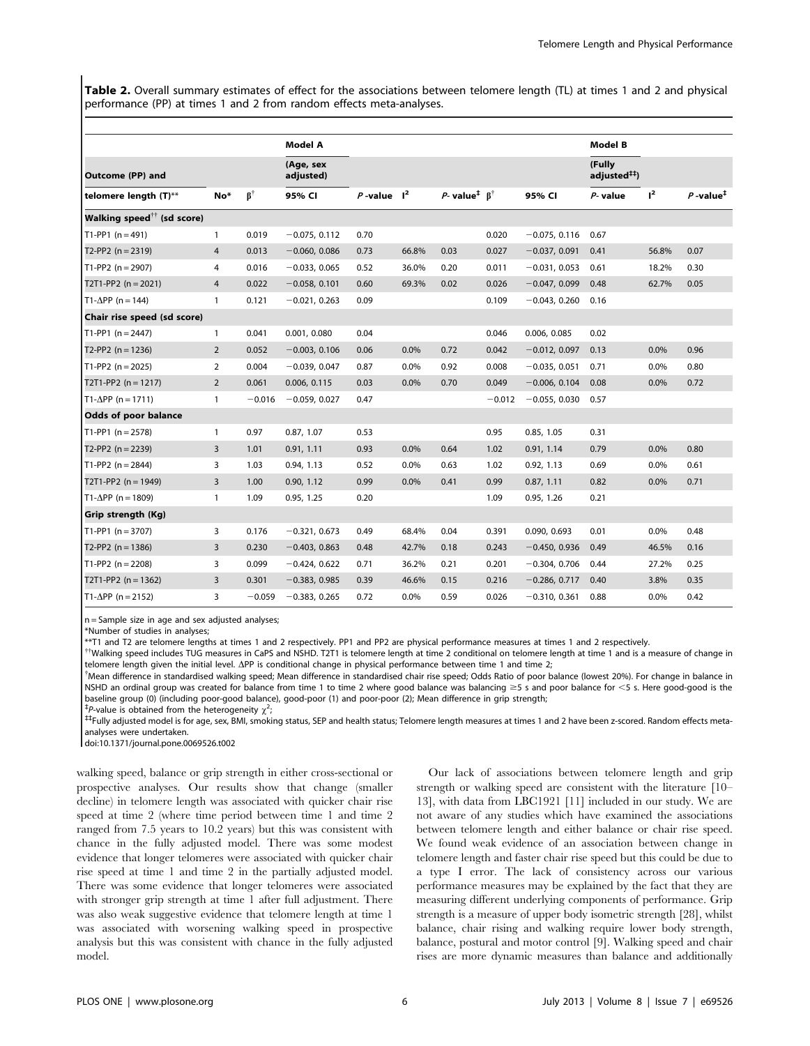**Table 2.** Overall summary estimates of effect for the associations between telomere length (TL) at times 1 and 2 and physical performance (PP) at times 1 and 2 from random effects meta-analyses.

| | | | Model A | | | | | | Model B | | |
|---|---|---|---|---|---|---|---|---|---|---|---|
| Outcome (PP) and | | | (Age, sex adjusted) | | | | | | (Fully adjusted[‡‡]) | | |
| telomere length (T)** | No* | β[†] | 95% CI | *P*-value | $I^2$ | *P*-value[‡] | β[†] | 95% CI | *P*-value | $I^2$ | *P*-value[‡] |
| **Walking speed[††] (sd score)** | | | | | | | | | | | |
| T1-PP1 (n = 491) | 1 | 0.019 | −0.075, 0.112 | 0.70 | | | 0.020 | −0.075, 0.116 | 0.67 | | |
| T2-PP2 (n = 2319) | 4 | 0.013 | −0.060, 0.086 | 0.73 | 66.8% | 0.03 | 0.027 | −0.037, 0.091 | 0.41 | 56.8% | 0.07 |
| T1-PP2 (n = 2907) | 4 | 0.016 | −0.033, 0.065 | 0.52 | 36.0% | 0.20 | 0.011 | −0.031, 0.053 | 0.61 | 18.2% | 0.30 |
| T2T1-PP2 (n = 2021) | 4 | 0.022 | −0.058, 0.101 | 0.60 | 69.3% | 0.02 | 0.026 | −0.047, 0.099 | 0.48 | 62.7% | 0.05 |
| T1-ΔPP (n = 144) | 1 | 0.121 | −0.021, 0.263 | 0.09 | | | 0.109 | −0.043, 0.260 | 0.16 | | |
| **Chair rise speed (sd score)** | | | | | | | | | | | |
| T1-PP1 (n = 2447) | 1 | 0.041 | 0.001, 0.080 | 0.04 | | | 0.046 | 0.006, 0.085 | 0.02 | | |
| T2-PP2 (n = 1236) | 2 | 0.052 | −0.003, 0.106 | 0.06 | 0.0% | 0.72 | 0.042 | −0.012, 0.097 | 0.13 | 0.0% | 0.96 |
| T1-PP2 (n = 2025) | 2 | 0.004 | −0.039, 0.047 | 0.87 | 0.0% | 0.92 | 0.008 | −0.035, 0.051 | 0.71 | 0.0% | 0.80 |
| T2T1-PP2 (n = 1217) | 2 | 0.061 | 0.006, 0.115 | 0.03 | 0.0% | 0.70 | 0.049 | −0.006, 0.104 | 0.08 | 0.0% | 0.72 |
| T1-ΔPP (n = 1711) | 1 | −0.016 | −0.059, 0.027 | 0.47 | | | −0.012 | −0.055, 0.030 | 0.57 | | |
| **Odds of poor balance** | | | | | | | | | | | |
| T1-PP1 (n = 2578) | 1 | 0.97 | 0.87, 1.07 | 0.53 | | | 0.95 | 0.85, 1.05 | 0.31 | | |
| T2-PP2 (n = 2239) | 3 | 1.01 | 0.91, 1.11 | 0.93 | 0.0% | 0.64 | 1.02 | 0.91, 1.14 | 0.79 | 0.0% | 0.80 |
| T1-PP2 (n = 2844) | 3 | 1.03 | 0.94, 1.13 | 0.52 | 0.0% | 0.63 | 1.02 | 0.92, 1.13 | 0.69 | 0.0% | 0.61 |
| T2T1-PP2 (n = 1949) | 3 | 1.00 | 0.90, 1.12 | 0.99 | 0.0% | 0.41 | 0.99 | 0.87, 1.11 | 0.82 | 0.0% | 0.71 |
| T1-ΔPP (n = 1809) | 1 | 1.09 | 0.95, 1.25 | 0.20 | | | 1.09 | 0.95, 1.26 | 0.21 | | |
| **Grip strength (Kg)** | | | | | | | | | | | |
| T1-PP1 (n = 3707) | 3 | 0.176 | −0.321, 0.673 | 0.49 | 68.4% | 0.04 | 0.391 | 0.090, 0.693 | 0.01 | 0.0% | 0.48 |
| T2-PP2 (n = 1386) | 3 | 0.230 | −0.403, 0.863 | 0.48 | 42.7% | 0.18 | 0.243 | −0.450, 0.936 | 0.49 | 46.5% | 0.16 |
| T1-PP2 (n = 2208) | 3 | 0.099 | −0.424, 0.622 | 0.71 | 36.2% | 0.21 | 0.201 | −0.304, 0.706 | 0.44 | 27.2% | 0.25 |
| T2T1-PP2 (n = 1362) | 3 | 0.301 | −0.383, 0.985 | 0.39 | 46.6% | 0.15 | 0.216 | −0.286, 0.717 | 0.40 | 3.8% | 0.35 |
| T1-ΔPP (n = 2152) | 3 | −0.059 | −0.383, 0.265 | 0.72 | 0.0% | 0.59 | 0.026 | −0.310, 0.361 | 0.88 | 0.0% | 0.42 |

n = Sample size in age and sex adjusted analyses;
*Number of studies in analyses;
**T1 and T2 are telomere lengths at times 1 and 2 respectively. PP1 and PP2 are physical performance measures at times 1 and 2 respectively.
[††]Walking speed includes TUG measures in CaPS and NSHD. T2T1 is telomere length at time 2 conditional on telomere length at time 1 and is a measure of change in telomere length given the initial level. ΔPP is conditional change in physical performance between time 1 and time 2;
[†]Mean difference in standardised walking speed; Mean difference in standardised chair rise speed; Odds Ratio of poor balance (lowest 20%). For change in balance in NSHD an ordinal group was created for balance from time 1 to time 2 where good balance was balancing ≥5 s and poor balance for <5 s. Here good-good is the baseline group (0) (including poor-good balance), good-poor (1) and poor-poor (2); Mean difference in grip strength;
[‡]*P*-value is obtained from the heterogeneity $\chi^2$;
[‡‡]Fully adjusted model is for age, sex, BMI, smoking status, SEP and health status; Telomere length measures at times 1 and 2 have been z-scored. Random effects meta-analyses were undertaken.
doi:10.1371/journal.pone.0069526.t002

walking speed, balance or grip strength in either cross-sectional or prospective analyses. Our results show that change (smaller decline) in telomere length was associated with quicker chair rise speed at time 2 (where time period between time 1 and time 2 ranged from 7.5 years to 10.2 years) but this was consistent with chance in the fully adjusted model. There was some modest evidence that longer telomeres were associated with quicker chair rise speed at time 1 and time 2 in the partially adjusted model. There was some evidence that longer telomeres were associated with stronger grip strength at time 1 after full adjustment. There was also weak suggestive evidence that telomere length at time 1 was associated with worsening walking speed in prospective analysis but this was consistent with chance in the fully adjusted model.

Our lack of associations between telomere length and grip strength or walking speed are consistent with the literature [10–13], with data from LBC1921 [11] included in our study. We are not aware of any studies which have examined the associations between telomere length and either balance or chair rise speed. We found weak evidence of an association between change in telomere length and faster chair rise speed but this could be due to a type I error. The lack of consistency across our various performance measures may be explained by the fact that they are measuring different underlying components of performance. Grip strength is a measure of upper body isometric strength [28], whilst balance, chair rising and walking require lower body strength, balance, postural and motor control [9]. Walking speed and chair rises are more dynamic measures than balance and additionally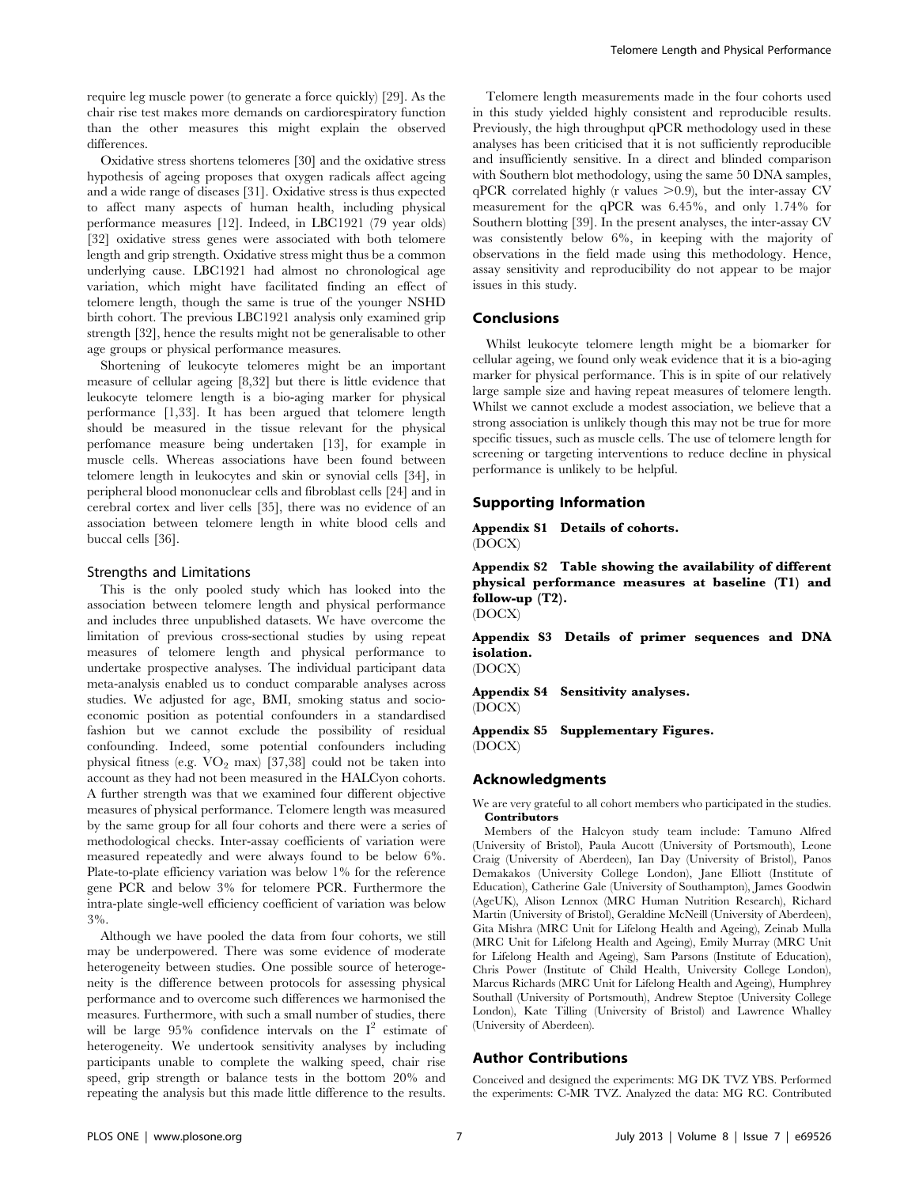require leg muscle power (to generate a force quickly) [29]. As the chair rise test makes more demands on cardiorespiratory function than the other measures this might explain the observed differences.

Oxidative stress shortens telomeres [30] and the oxidative stress hypothesis of ageing proposes that oxygen radicals affect ageing and a wide range of diseases [31]. Oxidative stress is thus expected to affect many aspects of human health, including physical performance measures [12]. Indeed, in LBC1921 (79 year olds) [32] oxidative stress genes were associated with both telomere length and grip strength. Oxidative stress might thus be a common underlying cause. LBC1921 had almost no chronological age variation, which might have facilitated finding an effect of telomere length, though the same is true of the younger NSHD birth cohort. The previous LBC1921 analysis only examined grip strength [32], hence the results might not be generalisable to other age groups or physical performance measures.

Shortening of leukocyte telomeres might be an important measure of cellular ageing [8,32] but there is little evidence that leukocyte telomere length is a bio-aging marker for physical performance [1,33]. It has been argued that telomere length should be measured in the tissue relevant for the physical perfomance measure being undertaken [13], for example in muscle cells. Whereas associations have been found between telomere length in leukocytes and skin or synovial cells [34], in peripheral blood mononuclear cells and fibroblast cells [24] and in cerebral cortex and liver cells [35], there was no evidence of an association between telomere length in white blood cells and buccal cells [36].

### Strengths and Limitations

This is the only pooled study which has looked into the association between telomere length and physical performance and includes three unpublished datasets. We have overcome the limitation of previous cross-sectional studies by using repeat measures of telomere length and physical performance to undertake prospective analyses. The individual participant data meta-analysis enabled us to conduct comparable analyses across studies. We adjusted for age, BMI, smoking status and socio-economic position as potential confounders in a standardised fashion but we cannot exclude the possibility of residual confounding. Indeed, some potential confounders including physical fitness (e.g. $VO_2$ max) [37,38] could not be taken into account as they had not been measured in the HALCyon cohorts. A further strength was that we examined four different objective measures of physical performance. Telomere length was measured by the same group for all four cohorts and there were a series of methodological checks. Inter-assay coefficients of variation were measured repeatedly and were always found to be below 6%. Plate-to-plate efficiency variation was below 1% for the reference gene PCR and below 3% for telomere PCR. Furthermore the intra-plate single-well efficiency coefficient of variation was below 3%.

Although we have pooled the data from four cohorts, we still may be underpowered. There was some evidence of moderate heterogeneity between studies. One possible source of heterogeneity is the difference between protocols for assessing physical performance and to overcome such differences we harmonised the measures. Furthermore, with such a small number of studies, there will be large 95% confidence intervals on the $I^2$ estimate of heterogeneity. We undertook sensitivity analyses by including participants unable to complete the walking speed, chair rise speed, grip strength or balance tests in the bottom 20% and repeating the analysis but this made little difference to the results.

Telomere length measurements made in the four cohorts used in this study yielded highly consistent and reproducible results. Previously, the high throughput qPCR methodology used in these analyses has been criticised that it is not sufficiently reproducible and insufficiently sensitive. In a direct and blinded comparison with Southern blot methodology, using the same 50 DNA samples, qPCR correlated highly (r values $>0.9$), but the inter-assay CV measurement for the qPCR was 6.45%, and only 1.74% for Southern blotting [39]. In the present analyses, the inter-assay CV was consistently below 6%, in keeping with the majority of observations in the field made using this methodology. Hence, assay sensitivity and reproducibility do not appear to be major issues in this study.

## Conclusions

Whilst leukocyte telomere length might be a biomarker for cellular ageing, we found only weak evidence that it is a bio-aging marker for physical performance. This is in spite of our relatively large sample size and having repeat measures of telomere length. Whilst we cannot exclude a modest association, we believe that a strong association is unlikely though this may not be true for more specific tissues, such as muscle cells. The use of telomere length for screening or targeting interventions to reduce decline in physical performance is unlikely to be helpful.

## Supporting Information

**Appendix S1 Details of cohorts.**
(DOCX)

**Appendix S2 Table showing the availability of different physical performance measures at baseline (T1) and follow-up (T2).**
(DOCX)

**Appendix S3 Details of primer sequences and DNA isolation.**
(DOCX)

**Appendix S4 Sensitivity analyses.**
(DOCX)

**Appendix S5 Supplementary Figures.**
(DOCX)

## Acknowledgments

We are very grateful to all cohort members who participated in the studies.

**Contributors**

Members of the Halcyon study team include: Tamuno Alfred (University of Bristol), Paula Aucott (University of Portsmouth), Leone Craig (University of Aberdeen), Ian Day (University of Bristol), Panos Demakakos (University College London), Jane Elliott (Institute of Education), Catherine Gale (University of Southampton), James Goodwin (AgeUK), Alison Lennox (MRC Human Nutrition Research), Richard Martin (University of Bristol), Geraldine McNeill (University of Aberdeen), Gita Mishra (MRC Unit for Lifelong Health and Ageing), Zeinab Mulla (MRC Unit for Lifelong Health and Ageing), Emily Murray (MRC Unit for Lifelong Health and Ageing), Sam Parsons (Institute of Education), Chris Power (Institute of Child Health, University College London), Marcus Richards (MRC Unit for Lifelong Health and Ageing), Humphrey Southall (University of Portsmouth), Andrew Steptoe (University College London), Kate Tilling (University of Bristol) and Lawrence Whalley (University of Aberdeen).

## Author Contributions

Conceived and designed the experiments: MG DK TVZ YBS. Performed the experiments: C-MR TVZ. Analyzed the data: MG RC. Contributed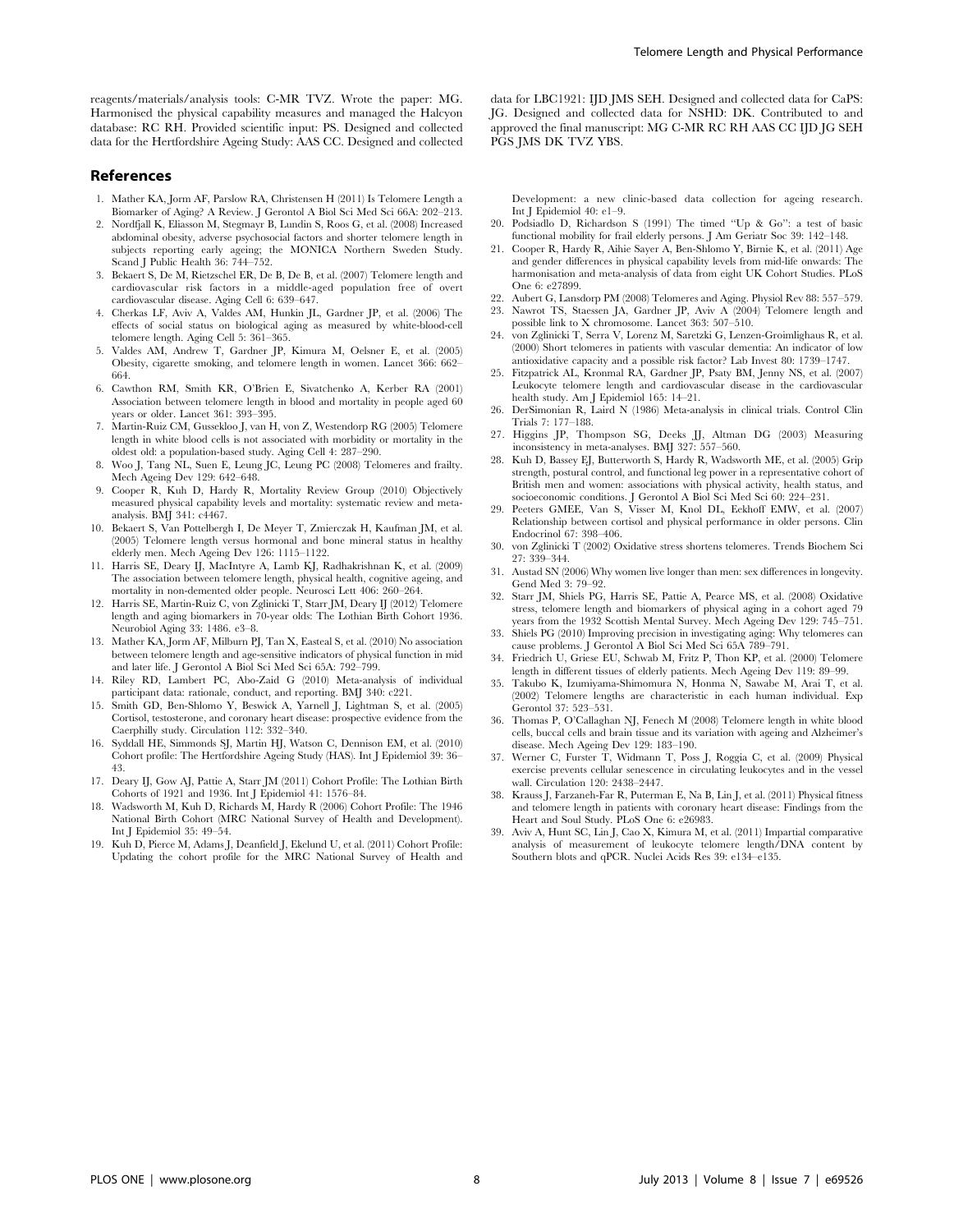reagents/materials/analysis tools: C-MR TVZ. Wrote the paper: MG. Harmonised the physical capability measures and managed the Halcyon database: RC RH. Provided scientific input: PS. Designed and collected data for the Hertfordshire Ageing Study: AAS CC. Designed and collected data for LBC1921: IJD JMS SEH. Designed and collected data for CaPS: JG. Designed and collected data for NSHD: DK. Contributed to and approved the final manuscript: MG C-MR RC RH AAS CC IJD JG SEH PGS JMS DK TVZ YBS.

## References

1. Mather KA, Jorm AF, Parslow RA, Christensen H (2011) Is Telomere Length a Biomarker of Aging? A Review. J Gerontol A Biol Sci Med Sci 66A: 202–213.
2. Nordfjall K, Eliasson M, Stegmayr B, Lundin S, Roos G, et al. (2008) Increased abdominal obesity, adverse psychosocial factors and shorter telomere length in subjects reporting early ageing; the MONICA Northern Sweden Study. Scand J Public Health 36: 744–752.
3. Bekaert S, De M, Rietzschel ER, De B, De B, et al. (2007) Telomere length and cardiovascular risk factors in a middle-aged population free of overt cardiovascular disease. Aging Cell 6: 639–647.
4. Cherkas LF, Aviv A, Valdes AM, Hunkin JL, Gardner JP, et al. (2006) The effects of social status on biological aging as measured by white-blood-cell telomere length. Aging Cell 5: 361–365.
5. Valdes AM, Andrew T, Gardner JP, Kimura M, Oelsner E, et al. (2005) Obesity, cigarette smoking, and telomere length in women. Lancet 366: 662–664.
6. Cawthon RM, Smith KR, O'Brien E, Sivatchenko A, Kerber RA (2001) Association between telomere length in blood and mortality in people aged 60 years or older. Lancet 361: 393–395.
7. Martin-Ruiz CM, Gussekloo J, van H, von Z, Westendorp RG (2005) Telomere length in white blood cells is not associated with morbidity or mortality in the oldest old: a population-based study. Aging Cell 4: 287–290.
8. Woo J, Tang NL, Suen E, Leung JC, Leung PC (2008) Telomeres and frailty. Mech Ageing Dev 129: 642–648.
9. Cooper R, Kuh D, Hardy R, Mortality Review Group (2010) Objectively measured physical capability levels and mortality: systematic review and meta-analysis. BMJ 341: c4467.
10. Bekaert S, Van Pottelbergh I, De Meyer T, Zmierczak H, Kaufman JM, et al. (2005) Telomere length versus hormonal and bone mineral status in healthy elderly men. Mech Ageing Dev 126: 1115–1122.
11. Harris SE, Deary IJ, MacIntyre A, Lamb KJ, Radhakrishnan K, et al. (2009) The association between telomere length, physical health, cognitive ageing, and mortality in non-demented older people. Neurosci Lett 406: 260–264.
12. Harris SE, Martin-Ruiz C, von Zglinicki T, Starr JM, Deary IJ (2012) Telomere length and aging biomarkers in 70-year olds: The Lothian Birth Cohort 1936. Neurobiol Aging 33: 1486. e3–8.
13. Mather KA, Jorm AF, Milburn PJ, Tan X, Easteal S, et al. (2010) No association between telomere length and age-sensitive indicators of physical function in mid and later life. J Gerontol A Biol Sci Med Sci 65A: 792–799.
14. Riley RD, Lambert PC, Abo-Zaid G (2010) Meta-analysis of individual participant data: rationale, conduct, and reporting. BMJ 340: c221.
15. Smith GD, Ben-Shlomo Y, Beswick A, Yarnell J, Lightman S, et al. (2005) Cortisol, testosterone, and coronary heart disease: prospective evidence from the Caerphilly study. Circulation 112: 332–340.
16. Syddall HE, Simmonds SJ, Martin HJ, Watson C, Dennison EM, et al. (2010) Cohort profile: The Hertfordshire Ageing Study (HAS). Int J Epidemiol 39: 36–43.
17. Deary IJ, Gow AJ, Pattie A, Starr JM (2011) Cohort Profile: The Lothian Birth Cohorts of 1921 and 1936. Int J Epidemiol 41: 1576–84.
18. Wadsworth M, Kuh D, Richards M, Hardy R (2006) Cohort Profile: The 1946 National Birth Cohort (MRC National Survey of Health and Development). Int J Epidemiol 35: 49–54.
19. Kuh D, Pierce M, Adams J, Deanfield J, Ekelund U, et al. (2011) Cohort Profile: Updating the cohort profile for the MRC National Survey of Health and Development: a new clinic-based data collection for ageing research. Int J Epidemiol 40: e1–9.
20. Podsiadlo D, Richardson S (1991) The timed "Up & Go": a test of basic functional mobility for frail elderly persons. J Am Geriatr Soc 39: 142–148.
21. Cooper R, Hardy R, Aihie Sayer A, Ben-Shlomo Y, Birnie K, et al. (2011) Age and gender differences in physical capability levels from mid-life onwards: The harmonisation and meta-analysis of data from eight UK Cohort Studies. PLoS One 6: e27899.
22. Aubert G, Lansdorp PM (2008) Telomeres and Aging. Physiol Rev 88: 557–579.
23. Nawrot TS, Staessen JA, Gardner JP, Aviv A (2004) Telomere length and possible link to X chromosome. Lancet 363: 507–510.
24. von Zglinicki T, Serra V, Lorenz M, Saretzki G, Lenzen-Groimlighaus R, et al. (2000) Short telomeres in patients with vascular dementia: An indicator of low antioxidative capacity and a possible risk factor? Lab Invest 80: 1739–1747.
25. Fitzpatrick AL, Kronmal RA, Gardner JP, Psaty BM, Jenny NS, et al. (2007) Leukocyte telomere length and cardiovascular disease in the cardiovascular health study. Am J Epidemiol 165: 14–21.
26. DerSimonian R, Laird N (1986) Meta-analysis in clinical trials. Control Clin Trials 7: 177–188.
27. Higgins JP, Thompson SG, Deeks JJ, Altman DG (2003) Measuring inconsistency in meta-analyses. BMJ 327: 557–560.
28. Kuh D, Bassey EJ, Butterworth S, Hardy R, Wadsworth ME, et al. (2005) Grip strength, postural control, and functional leg power in a representative cohort of British men and women: associations with physical activity, health status, and socioeconomic conditions. J Gerontol A Biol Sci Med Sci 60: 224–231.
29. Peeters GMEE, Van S, Visser M, Knol DL, Eekhoff EMW, et al. (2007) Relationship between cortisol and physical performance in older persons. Clin Endocrinol 67: 398–406.
30. von Zglinicki T (2002) Oxidative stress shortens telomeres. Trends Biochem Sci 27: 339–344.
31. Austad SN (2006) Why women live longer than men: sex differences in longevity. Gend Med 3: 79–92.
32. Starr JM, Shiels PG, Harris SE, Pattie A, Pearce MS, et al. (2008) Oxidative stress, telomere length and biomarkers of physical aging in a cohort aged 79 years from the 1932 Scottish Mental Survey. Mech Ageing Dev 129: 745–751.
33. Shiels PG (2010) Improving precision in investigating aging: Why telomeres can cause problems. J Gerontol A Biol Sci Med Sci 65A 789–791.
34. Friedrich U, Griese EU, Schwab M, Fritz P, Thon KP, et al. (2000) Telomere length in different tissues of elderly patients. Mech Ageing Dev 119: 89–99.
35. Takubo K, Izumiyama-Shimomura N, Honma N, Sawabe M, Arai T, et al. (2002) Telomere lengths are characteristic in each human individual. Exp Gerontol 37: 523–531.
36. Thomas P, O'Callaghan NJ, Fenech M (2008) Telomere length in white blood cells, buccal cells and brain tissue and its variation with ageing and Alzheimer's disease. Mech Ageing Dev 129: 183–190.
37. Werner C, Furster T, Widmann T, Poss J, Roggia C, et al. (2009) Physical exercise prevents cellular senescence in circulating leukocytes and in the vessel wall. Circulation 120: 2438–2447.
38. Krauss J, Farzaneh-Far R, Puterman E, Na B, Lin J, et al. (2011) Physical fitness and telomere length in patients with coronary heart disease: Findings from the Heart and Soul Study. PLoS One 6: e26983.
39. Aviv A, Hunt SC, Lin J, Cao X, Kimura M, et al. (2011) Impartial comparative analysis of measurement of leukocyte telomere length/DNA content by Southern blots and qPCR. Nuclei Acids Res 39: e134–e135.